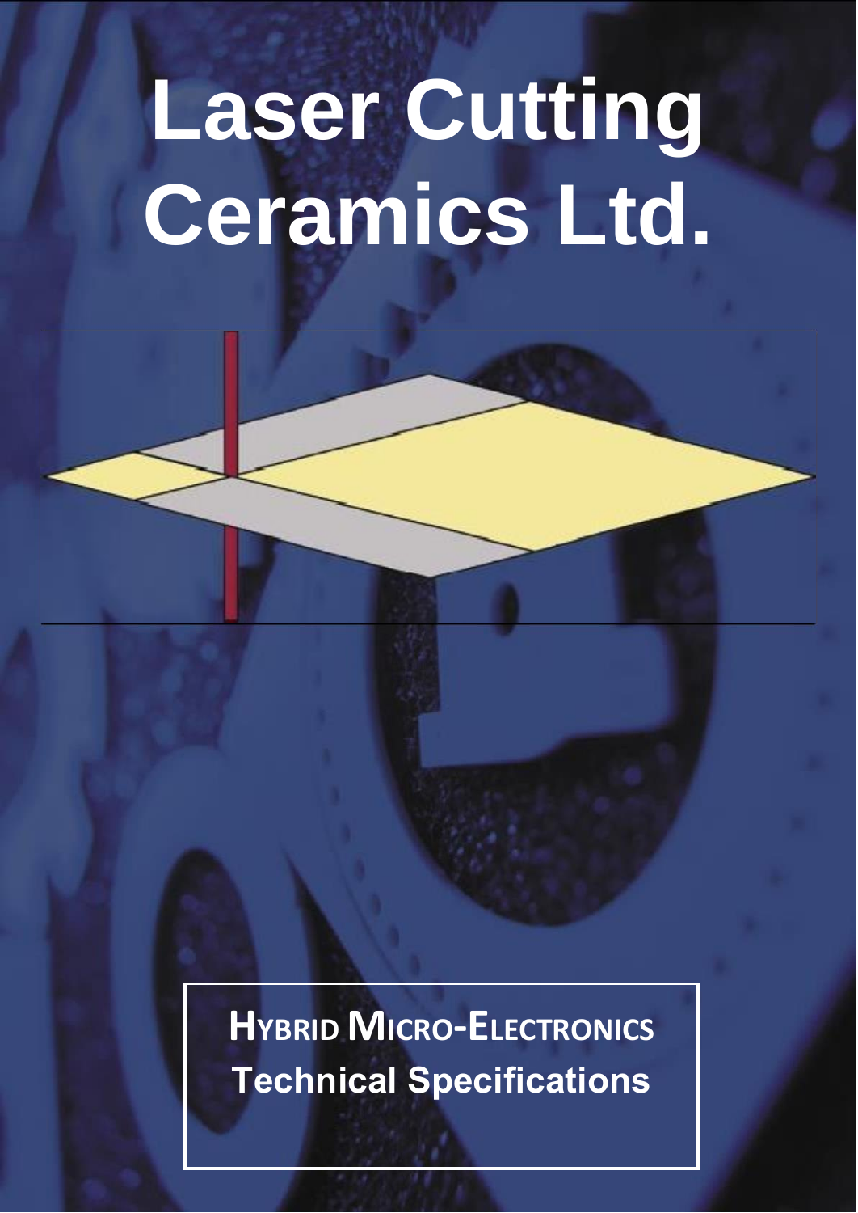# Laser Cutting Ceramics Ltd.

**Hybrid Micro-Electronics**

**Technical Specifications**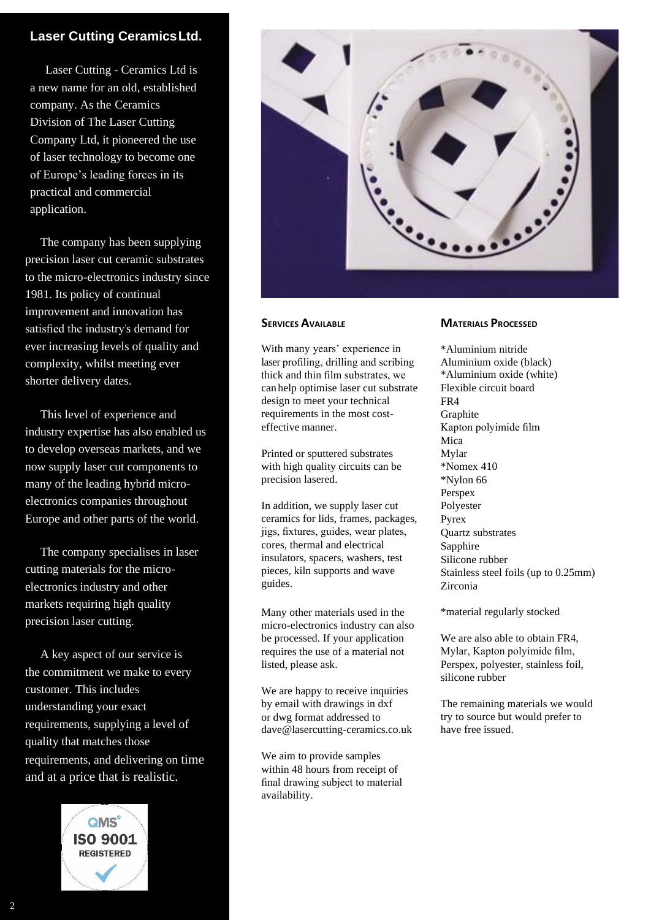## Laser Cutting Ceramics Ltd.

Laser Cutting - Ceramics Ltd is a new name for an old, established company. As the Ceramics Division of The Laser Cutting Company Ltd, it pioneered the use of laser technology to become one of Europe's leading forces in its practical and commercial application.

The company has been supplying precision laser cut ceramic substrates to the micro-electronics industry since 1981. Its policy of continual improvement and innovation has satisfied the industry's demand for ever increasing levels of quality and complexity, whilst meeting ever shorter delivery dates.

This level of experience and industry expertise has also enabled us to develop overseas markets, and we now supply laser cut components to many of the leading hybrid micro-electronics companies throughout Europe and other parts of the world.

The company specialises in laser cutting materials for the micro-electronics industry and other markets requiring high quality precision laser cutting.

A key aspect of our service is the commitment we make to every customer. This includes understanding your exact requirements, supplying a level of quality that matches those requirements, and delivering on time and at a price that is realistic.

QMS ISO 9001 REGISTERED

### Services Available

With many years' experience in laser profiling, drilling and scribing thick and thin film substrates, we can help optimise laser cut substrate design to meet your technical requirements in the most cost-effective manner.

Printed or sputtered substrates with high quality circuits can be precision lasered.

In addition, we supply laser cut ceramics for lids, frames, packages, jigs, fixtures, guides, wear plates, cores, thermal and electrical insulators, spacers, washers, test pieces, kiln supports and wave guides.

Many other materials used in the micro-electronics industry can also be processed. If your application requires the use of a material not listed, please ask.

We are happy to receive inquiries by email with drawings in dxf or dwg format addressed to dave@lasercutting-ceramics.co.uk

We aim to provide samples within 48 hours from receipt of final drawing subject to material availability.

### Materials Processed

*Aluminium nitride
Aluminium oxide (black)
*Aluminium oxide (white)
Flexible circuit board
FR4
Graphite
Kapton polyimide film
Mica
Mylar
*Nomex 410
*Nylon 66
Perspex
Polyester
Pyrex
Quartz substrates
Sapphire
Silicone rubber
Stainless steel foils (up to 0.25mm)
Zirconia

*material regularly stocked

We are also able to obtain FR4, Mylar, Kapton polyimide film, Perspex, polyester, stainless foil, silicone rubber

The remaining materials we would try to source but would prefer to have free issued.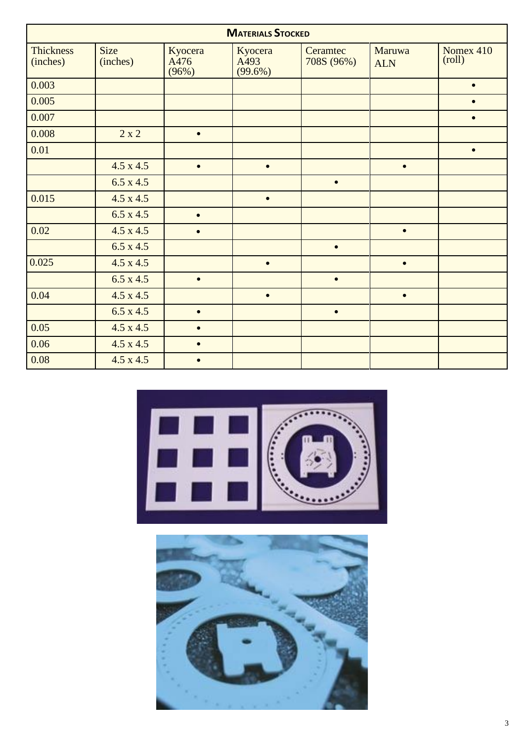| MATERIALS STOCKED | | | | | | |
|---|---|---|---|---|---|---|
| Thickness (inches) | Size (inches) | Kyocera A476 (96%) | Kyocera A493 (99.6%) | Ceramtec 708S (96%) | Maruwa ALN | Nomex 410 (roll) |
| 0.003 | | | | | | • |
| 0.005 | | | | | | • |
| 0.007 | | | | | | • |
| 0.008 | 2 x 2 | • | | | | |
| 0.01 | | | | | | • |
| | 4.5 x 4.5 | • | • | | • | |
| | 6.5 x 4.5 | | | • | | |
| 0.015 | 4.5 x 4.5 | | • | | | |
| | 6.5 x 4.5 | • | | | | |
| 0.02 | 4.5 x 4.5 | • | | | • | |
| | 6.5 x 4.5 | | | • | | |
| 0.025 | 4.5 x 4.5 | | • | | • | |
| | 6.5 x 4.5 | • | | • | | |
| 0.04 | 4.5 x 4.5 | | • | | • | |
| | 6.5 x 4.5 | • | | • | | |
| 0.05 | 4.5 x 4.5 | • | | | | |
| 0.06 | 4.5 x 4.5 | • | | | | |
| 0.08 | 4.5 x 4.5 | • | | | | |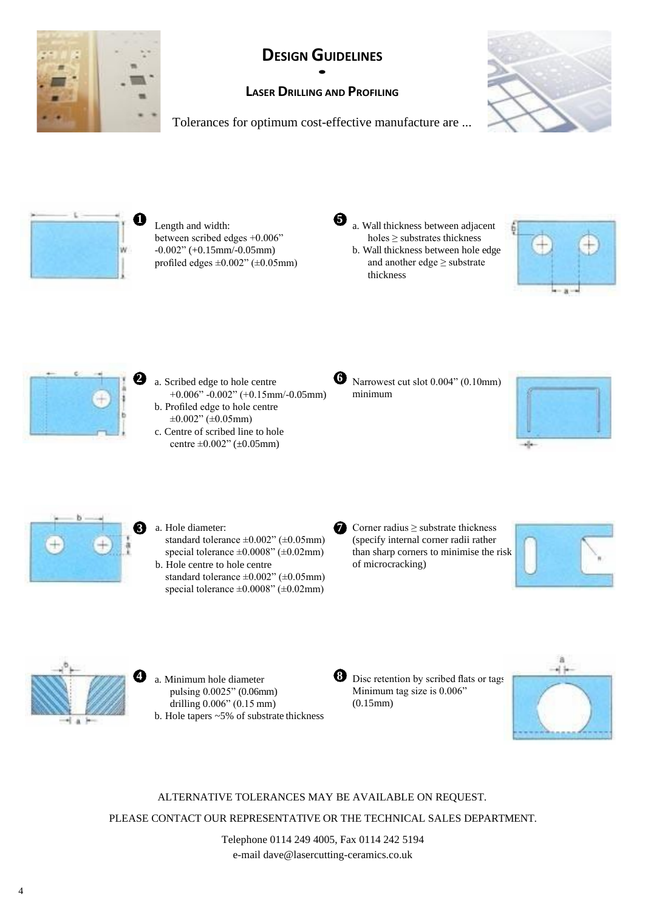# Design Guidelines

## Laser Drilling and Profiling

Tolerances for optimum cost-effective manufacture are ...

**1** Length and width:
between scribed edges +0.006" -0.002" (+0.15mm/-0.05mm)
profiled edges ±0.002" (±0.05mm)

**2**
a. Scribed edge to hole centre +0.006" -0.002" (+0.15mm/-0.05mm)
b. Profiled edge to hole centre ±0.002" (±0.05mm)
c. Centre of scribed line to hole centre ±0.002" (±0.05mm)

**3**
a. Hole diameter:
standard tolerance ±0.002" (±0.05mm)
special tolerance ±0.0008" (±0.02mm)
b. Hole centre to hole centre
standard tolerance ±0.002" (±0.05mm)
special tolerance ±0.0008" (±0.02mm)

**4**
a. Minimum hole diameter
pulsing 0.0025" (0.06mm)
drilling 0.006" (0.15 mm)
b. Hole tapers ~5% of substrate thickness

**5**
a. Wall thickness between adjacent holes ≥ substrates thickness
b. Wall thickness between hole edge and another edge ≥ substrate thickness

**6** Narrowest cut slot 0.004" (0.10mm) minimum

**7** Corner radius ≥ substrate thickness (specify internal corner radii rather than sharp corners to minimise the risk of microcracking)

**8** Disc retention by scribed flats or tags Minimum tag size is 0.006" (0.15mm)

ALTERNATIVE TOLERANCES MAY BE AVAILABLE ON REQUEST.

PLEASE CONTACT OUR REPRESENTATIVE OR THE TECHNICAL SALES DEPARTMENT.

Telephone 0114 249 4005, Fax 0114 242 5194
e-mail dave@lasercutting-ceramics.co.uk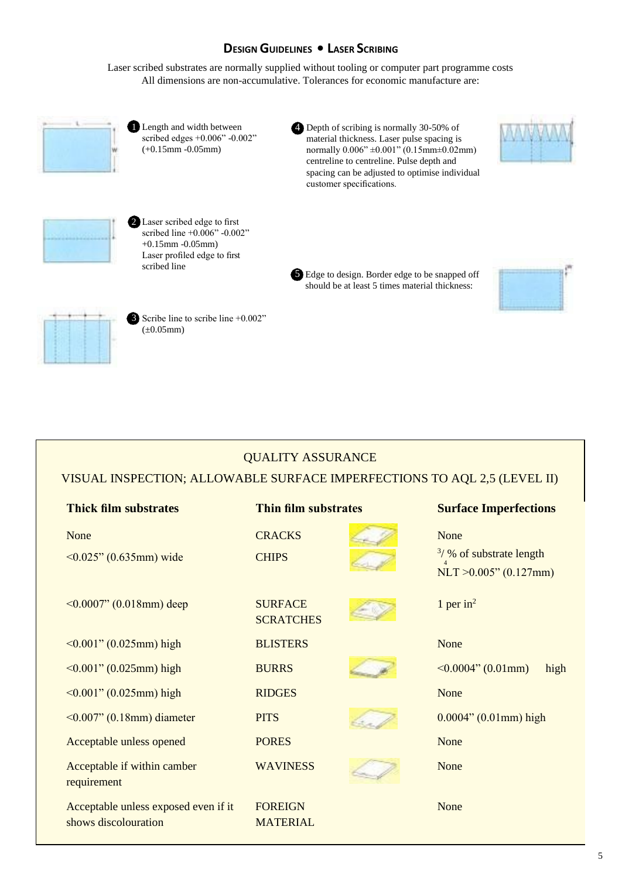## Design Guidelines • Laser Scribing

Laser scribed substrates are normally supplied without tooling or computer part programme costs
All dimensions are non-accumulative. Tolerances for economic manufacture are:

1. Length and width between scribed edges +0.006" -0.002" (+0.15mm -0.05mm)

2. Laser scribed edge to first scribed line +0.006" -0.002" +0.15mm -0.05mm)
   Laser profiled edge to first scribed line

3. Scribe line to scribe line +0.002" (±0.05mm)

4. Depth of scribing is normally 30-50% of material thickness. Laser pulse spacing is normally 0.006" ±0.001" (0.15mm±0.02mm) centreline to centreline. Pulse depth and spacing can be adjusted to optimise individual customer specifications.

5. Edge to design. Border edge to be snapped off should be at least 5 times material thickness:

## QUALITY ASSURANCE

### VISUAL INSPECTION; ALLOWABLE SURFACE IMPERFECTIONS TO AQL 2,5 (LEVEL II)

| Thick film substrates | Thin film substrates | Surface Imperfections |
|---|---|---|
| None | CRACKS | None |
| <0.025" (0.635mm) wide | CHIPS | $^{3}/_{4}$ % of substrate length NLT >0.005" (0.127mm) |
| <0.0007" (0.018mm) deep | SURFACE SCRATCHES | 1 per in$^2$ |
| <0.001" (0.025mm) high | BLISTERS | None |
| <0.001" (0.025mm) high | BURRS | <0.0004" (0.01mm) high |
| <0.001" (0.025mm) high | RIDGES | None |
| <0.007" (0.18mm) diameter | PITS | 0.0004" (0.01mm) high |
| Acceptable unless opened | PORES | None |
| Acceptable if within camber requirement | WAVINESS | None |
| Acceptable unless exposed even if it shows discolouration | FOREIGN MATERIAL | None |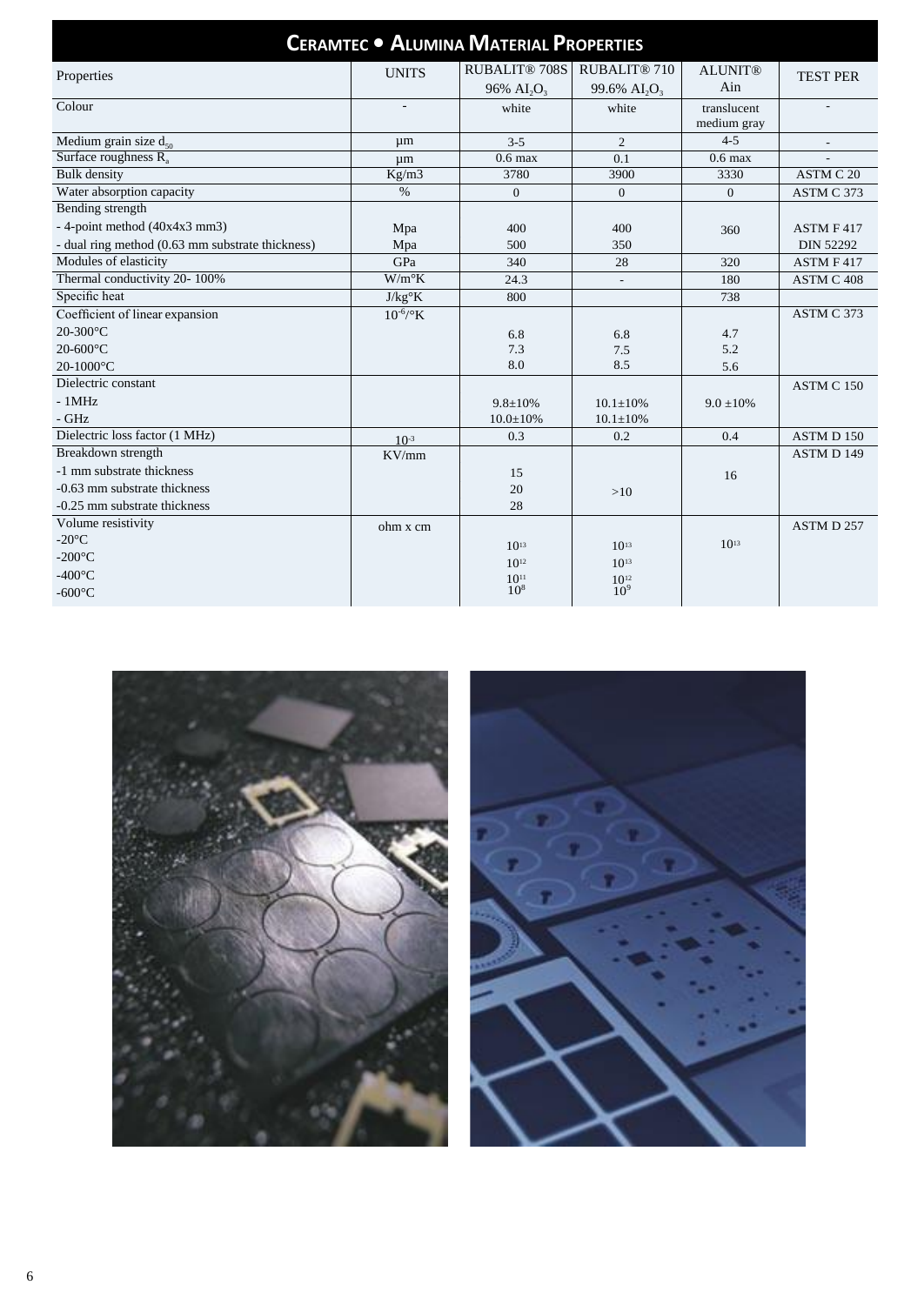# CeramTec • Alumina Material Properties

| Properties | UNITS | RUBALIT® 708S 96% $Al_2O_3$ | RUBALIT® 710 99.6% $Al_2O_3$ | ALUNIT® Ain | TEST PER |
|---|---|---|---|---|---|
| Colour | - | white | white | translucent medium gray | - |
| Medium grain size $d_{50}$ | µm | 3-5 | 2 | 4-5 | - |
| Surface roughness $R_a$ | µm | 0.6 max | 0.1 | 0.6 max | - |
| Bulk density | Kg/m3 | 3780 | 3900 | 3330 | ASTM C 20 |
| Water absorption capacity | % | 0 | 0 | 0 | ASTM C 373 |
| Bending strength | | | | | |
| - 4-point method (40x4x3 mm3) | Mpa | 400 | 400 | 360 | ASTM F 417 |
| - dual ring method (0.63 mm substrate thickness) | Mpa | 500 | 350 | | DIN 52292 |
| Modules of elasticity | GPa | 340 | 28 | 320 | ASTM F 417 |
| Thermal conductivity 20- 100% | W/m°K | 24.3 | - | 180 | ASTM C 408 |
| Specific heat | J/kg°K | 800 | | 738 | |
| Coefficient of linear expansion | $10^{-6}$/°K | | | | ASTM C 373 |
| 20-300°C | | 6.8 | 6.8 | 4.7 | |
| 20-600°C | | 7.3 | 7.5 | 5.2 | |
| 20-1000°C | | 8.0 | 8.5 | 5.6 | |
| Dielectric constant | | | | | ASTM C 150 |
| - 1MHz | | 9.8±10% | 10.1±10% | 9.0 ±10% | |
| - GHz | | 10.0±10% | 10.1±10% | | |
| Dielectric loss factor (1 MHz) | $10^{-3}$ | 0.3 | 0.2 | 0.4 | ASTM D 150 |
| Breakdown strength | KV/mm | | | | ASTM D 149 |
| -1 mm substrate thickness | | 15 | | 16 | |
| -0.63 mm substrate thickness | | 20 | >10 | | |
| -0.25 mm substrate thickness | | 28 | | | |
| Volume resistivity | ohm x cm | | | | ASTM D 257 |
| -20°C | | $10^{13}$ | $10^{13}$ | $10^{13}$ | |
| -200°C | | $10^{12}$ | $10^{13}$ | | |
| -400°C | | $10^{11}$ | $10^{12}$ | | |
| -600°C | | $10^{8}$ | $10^{9}$ | | |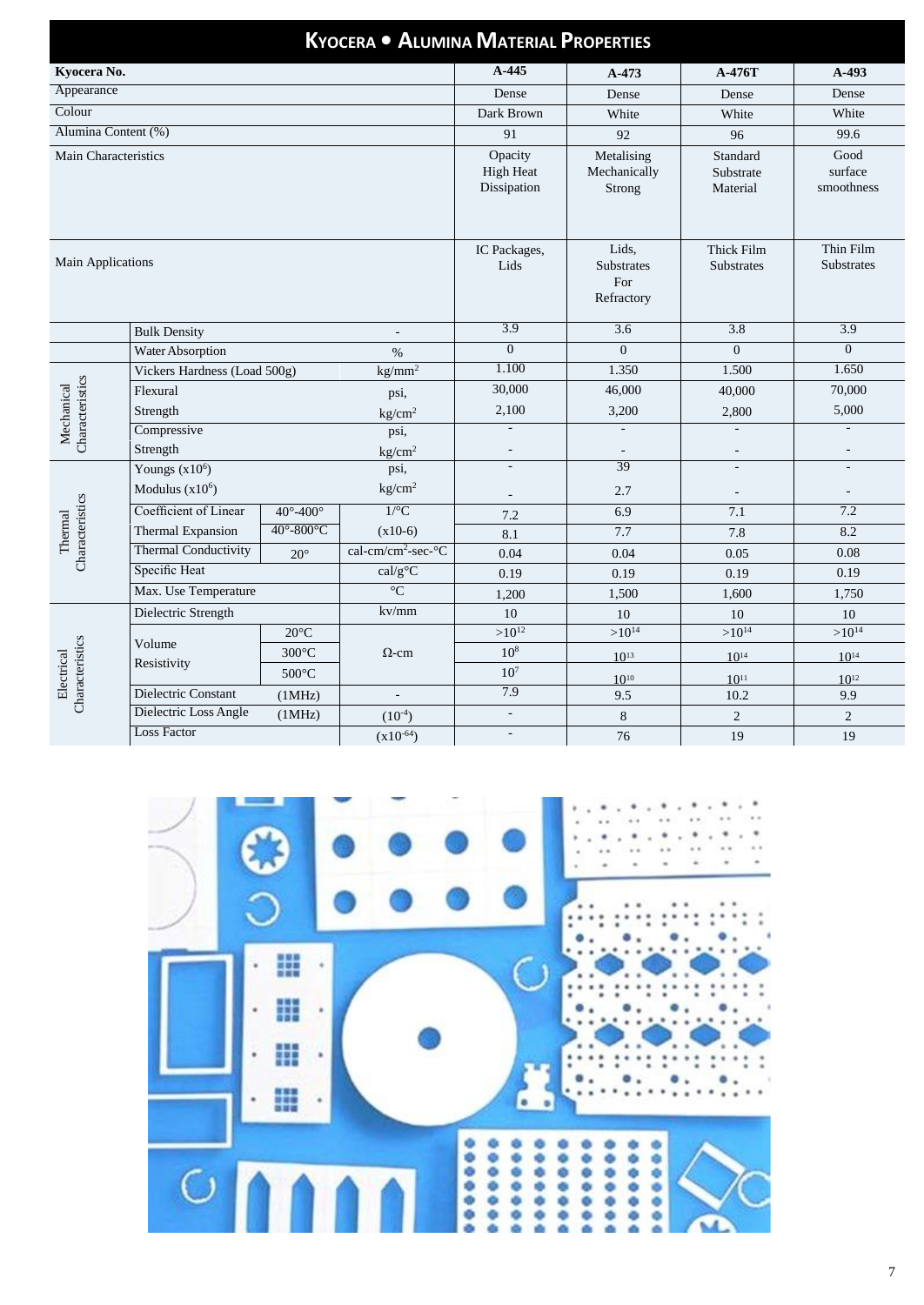# Kyocera • Alumina Material Properties

| Kyocera No. | | | | A-445 | A-473 | A-476T | A-493 |
|---|---|---|---|---|---|---|---|
| Appearance | | | | Dense | Dense | Dense | Dense |
| Colour | | | | Dark Brown | White | White | White |
| Alumina Content (%) | | | | 91 | 92 | 96 | 99.6 |
| Main Characteristics | | | | Opacity High Heat Dissipation | Metalising Mechanically Strong | Standard Substrate Material | Good surface smoothness |
| Main Applications | | | | IC Packages, Lids | Lids, Substrates For Refractory | Thick Film Substrates | Thin Film Substrates |
| | Bulk Density | | - | 3.9 | 3.6 | 3.8 | 3.9 |
| | Water Absorption | | % | 0 | 0 | 0 | 0 |
| Mechanical Characteristics | Vickers Hardness (Load 500g) | | $kg/mm^2$ | 1.100 | 1.350 | 1.500 | 1.650 |
| | Flexural Strength | | psi, | 30,000 | 46,000 | 40,000 | 70,000 |
| | | | $kg/cm^2$ | 2,100 | 3,200 | 2,800 | 5,000 |
| | Compressive Strength | | psi, | - | - | - | - |
| | | | $kg/cm^2$ | - | - | - | - |
| Thermal Characteristics | Youngs ($x10^6$) | | psi, | - | 39 | - | - |
| | Modulus ($x10^6$) | | $kg/cm^2$ | - | 2.7 | - | - |
| | Coefficient of Linear Thermal Expansion | 40°-400° | 1/°C | 7.2 | 6.9 | 7.1 | 7.2 |
| | | 40°-800°C | (x10-6) | 8.1 | 7.7 | 7.8 | 8.2 |
| | Thermal Conductivity | 20° | cal-cm/$cm^2$-sec-°C | 0.04 | 0.04 | 0.05 | 0.08 |
| | Specific Heat | | cal/g°C | 0.19 | 0.19 | 0.19 | 0.19 |
| | Max. Use Temperature | | °C | 1,200 | 1,500 | 1,600 | 1,750 |
| Electrical Characteristics | Dielectric Strength | | kv/mm | 10 | 10 | 10 | 10 |
| | Volume Resistivity | 20°C | Ω-cm | $>10^{12}$ | $>10^{14}$ | $>10^{14}$ | $>10^{14}$ |
| | | 300°C | | $10^8$ | $10^{13}$ | $10^{14}$ | $10^{14}$ |
| | | 500°C | | $10^7$ | $10^{10}$ | $10^{11}$ | $10^{12}$ |
| | Dielectric Constant | (1MHz) | - | 7.9 | 9.5 | 10.2 | 9.9 |
| | Dielectric Loss Angle | (1MHz) | ($10^{-4}$) | - | 8 | 2 | 2 |
| | Loss Factor | | ($x10^{-64}$) | - | 76 | 19 | 19 |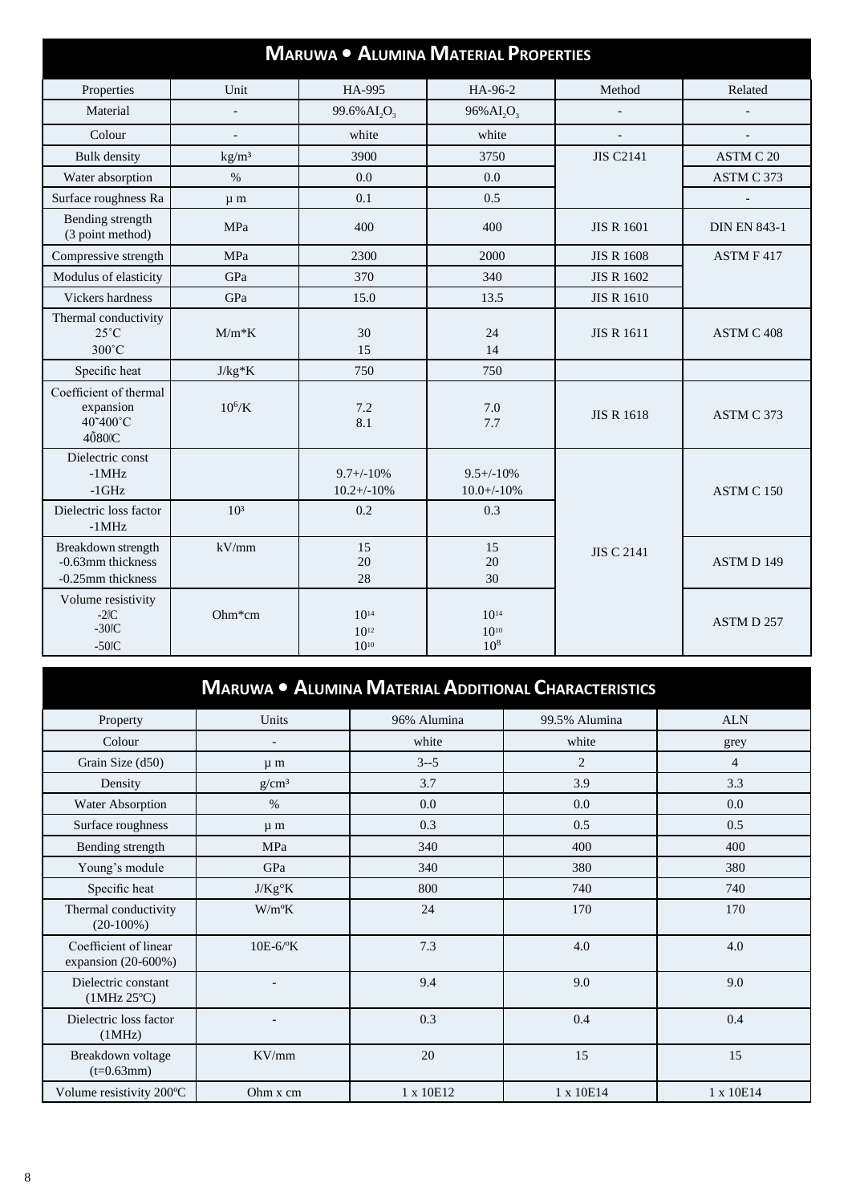## MARUWA • ALUMINA MATERIAL PROPERTIES

| Properties | Unit | HA-995 | HA-96-2 | Method | Related |
|---|---|---|---|---|---|
| Material | - | 99.6%$AI_2O_3$ | 96%$AI_2O_3$ | - | - |
| Colour | - | white | white | - | - |
| Bulk density | kg/m³ | 3900 | 3750 | JIS C2141 | ASTM C 20 |
| Water absorption | % | 0.0 | 0.0 | | ASTM C 373 |
| Surface roughness Ra | µ m | 0.1 | 0.5 | | - |
| Bending strength (3 point method) | MPa | 400 | 400 | JIS R 1601 | DIN EN 843-1 |
| Compressive strength | MPa | 2300 | 2000 | JIS R 1608 | ASTM F 417 |
| Modulus of elasticity | GPa | 370 | 340 | JIS R 1602 | |
| Vickers hardness | GPa | 15.0 | 13.5 | JIS R 1610 | |
| Thermal conductivity 25˚C 300˚C | M/m*K | 30 15 | 24 14 | JIS R 1611 | ASTM C 408 |
| Specific heat | J/kg*K | 750 | 750 | | |
| Coefficient of thermal expansion 40˜400˚C 40̃800℃ | $10^6$/K | 7.2 8.1 | 7.0 7.7 | JIS R 1618 | ASTM C 373 |
| Dielectric const -1MHz -1GHz | | 9.7+/-10% 10.2+/-10% | 9.5+/-10% 10.0+/-10% | JIS C 2141 | ASTM C 150 |
| Dielectric loss factor -1MHz | $10^3$ | 0.2 | 0.3 | | |
| Breakdown strength -0.63mm thickness -0.25mm thickness | kV/mm | 15 20 28 | 15 20 30 | | ASTM D 149 |
| Volume resistivity -2℃ -30℃ -50℃ | Ohm*cm | $10^{14}$ $10^{12}$ $10^{10}$ | $10^{14}$ $10^{10}$ $10^8$ | | ASTM D 257 |

## MARUWA • ALUMINA MATERIAL ADDITIONAL CHARACTERISTICS

| Property | Units | 96% Alumina | 99.5% Alumina | ALN |
|---|---|---|---|---|
| Colour | - | white | white | grey |
| Grain Size (d50) | µ m | 3--5 | 2 | 4 |
| Density | g/cm³ | 3.7 | 3.9 | 3.3 |
| Water Absorption | % | 0.0 | 0.0 | 0.0 |
| Surface roughness | µ m | 0.3 | 0.5 | 0.5 |
| Bending strength | MPa | 340 | 400 | 400 |
| Young's module | GPa | 340 | 380 | 380 |
| Specific heat | J/Kg°K | 800 | 740 | 740 |
| Thermal conductivity (20-100%) | W/mºK | 24 | 170 | 170 |
| Coefficient of linear expansion (20-600%) | 10E-6/ºK | 7.3 | 4.0 | 4.0 |
| Dielectric constant (1MHz 25ºC) | - | 9.4 | 9.0 | 9.0 |
| Dielectric loss factor (1MHz) | - | 0.3 | 0.4 | 0.4 |
| Breakdown voltage (t=0.63mm) | KV/mm | 20 | 15 | 15 |
| Volume resistivity 200ºC | Ohm x cm | 1 x 10E12 | 1 x 10E14 | 1 x 10E14 |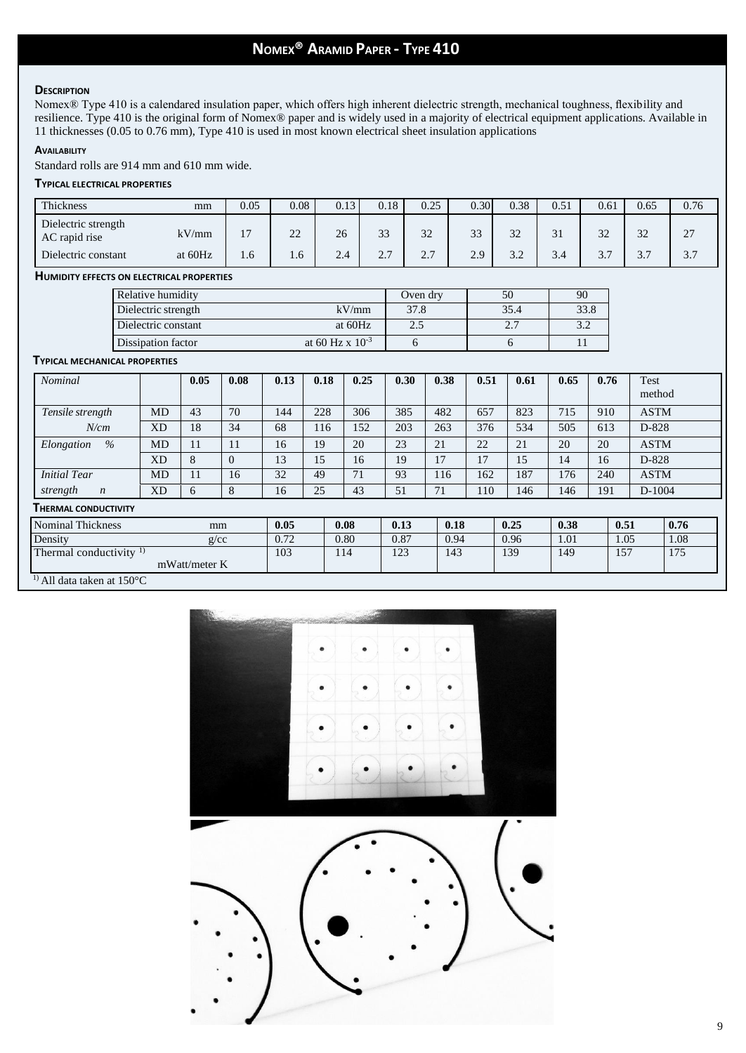# Nomex® Aramid Paper - Type 410

### Description

Nomex® Type 410 is a calendared insulation paper, which offers high inherent dielectric strength, mechanical toughness, flexibility and resilience. Type 410 is the original form of Nomex® paper and is widely used in a majority of electrical equipment applications. Available in 11 thicknesses (0.05 to 0.76 mm), Type 410 is used in most known electrical sheet insulation applications

### Availability

Standard rolls are 914 mm and 610 mm wide.

### Typical electrical properties

| Thickness | mm | 0.05 | 0.08 | 0.13 | 0.18 | 0.25 | 0.30 | 0.38 | 0.51 | 0.61 | 0.65 | 0.76 |
|---|---|---|---|---|---|---|---|---|---|---|---|---|
| Dielectric strength AC rapid rise | kV/mm | 17 | 22 | 26 | 33 | 32 | 33 | 32 | 31 | 32 | 32 | 27 |
| Dielectric constant | at 60Hz | 1.6 | 1.6 | 2.4 | 2.7 | 2.7 | 2.9 | 3.2 | 3.4 | 3.7 | 3.7 | 3.7 |

### Humidity effects on electrical properties

| Relative humidity | | Oven dry | 50 | 90 |
|---|---|---|---|---|
| Dielectric strength | kV/mm | 37.8 | 35.4 | 33.8 |
| Dielectric constant | at 60Hz | 2.5 | 2.7 | 3.2 |
| Dissipation factor | at 60 Hz x $10^{-3}$ | 6 | 6 | 11 |

### Typical mechanical properties

| *Nominal* | | **0.05** | **0.08** | **0.13** | **0.18** | **0.25** | **0.30** | **0.38** | **0.51** | **0.61** | **0.65** | **0.76** | Test method |
|---|---|---|---|---|---|---|---|---|---|---|---|---|---|
| *Tensile strength* | MD | 43 | 70 | 144 | 228 | 306 | 385 | 482 | 657 | 823 | 715 | 910 | ASTM |
| *N/cm* | XD | 18 | 34 | 68 | 116 | 152 | 203 | 263 | 376 | 534 | 505 | 613 | D-828 |
| *Elongation %* | MD | 11 | 11 | 16 | 19 | 20 | 23 | 21 | 22 | 21 | 20 | 20 | ASTM |
| | XD | 8 | 0 | 13 | 15 | 16 | 19 | 17 | 17 | 15 | 14 | 16 | D-828 |
| *Initial Tear* | MD | 11 | 16 | 32 | 49 | 71 | 93 | 116 | 162 | 187 | 176 | 240 | ASTM |
| *strength n* | XD | 6 | 8 | 16 | 25 | 43 | 51 | 71 | 110 | 146 | 146 | 191 | D-1004 |

### Thermal conductivity

| Nominal Thickness | mm | **0.05** | **0.08** | **0.13** | **0.18** | **0.25** | **0.38** | **0.51** | **0.76** |
|---|---|---|---|---|---|---|---|---|---|
| Density | g/cc | 0.72 | 0.80 | 0.87 | 0.94 | 0.96 | 1.01 | 1.05 | 1.08 |
| Thermal conductivity [1] | mWatt/meter K | 103 | 114 | 123 | 143 | 139 | 149 | 157 | 175 |

[1] All data taken at 150°C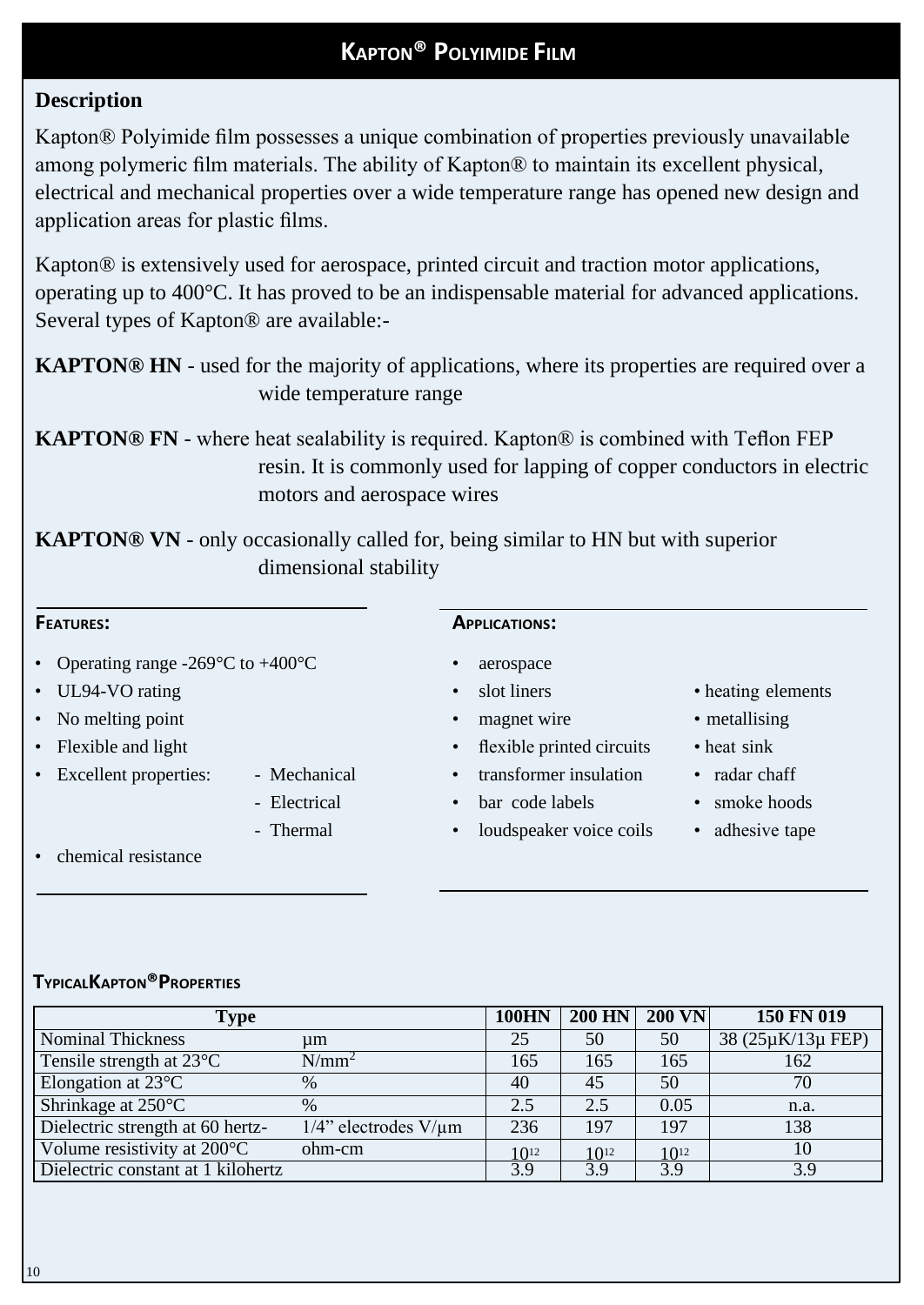# Kapton® Polyimide Film

## Description

Kapton® Polyimide film possesses a unique combination of properties previously unavailable among polymeric film materials. The ability of Kapton® to maintain its excellent physical, electrical and mechanical properties over a wide temperature range has opened new design and application areas for plastic films.

Kapton® is extensively used for aerospace, printed circuit and traction motor applications, operating up to 400°C. It has proved to be an indispensable material for advanced applications. Several types of Kapton® are available:-

**KAPTON® HN** - used for the majority of applications, where its properties are required over a wide temperature range

**KAPTON® FN** - where heat sealability is required. Kapton® is combined with Teflon FEP resin. It is commonly used for lapping of copper conductors in electric motors and aerospace wires

**KAPTON® VN** - only occasionally called for, being similar to HN but with superior dimensional stability

### Features:

- Operating range -269°C to +400°C
- UL94-VO rating
- No melting point
- Flexible and light
- Excellent properties:
  - Mechanical
  - Electrical
  - Thermal
- chemical resistance

### Applications:

- aerospace
- slot liners
- magnet wire
- flexible printed circuits
- transformer insulation
- bar code labels
- loudspeaker voice coils
- heating elements
- metallising
- heat sink
- radar chaff
- smoke hoods
- adhesive tape

### Typical Kapton® Properties

| Type | | 100HN | 200 HN | 200 VN | 150 FN 019 |
|---|---|---|---|---|---|
| Nominal Thickness | µm | 25 | 50 | 50 | 38 (25µK/13µ FEP) |
| Tensile strength at 23°C | N/mm$^2$ | 165 | 165 | 165 | 162 |
| Elongation at 23°C | % | 40 | 45 | 50 | 70 |
| Shrinkage at 250°C | % | 2.5 | 2.5 | 0.05 | n.a. |
| Dielectric strength at 60 hertz- | 1/4" electrodes V/µm | 236 | 197 | 197 | 138 |
| Volume resistivity at 200°C | ohm-cm | $10^{12}$ | $10^{12}$ | $10^{12}$ | 10 |
| Dielectric constant at 1 kilohertz | | 3.9 | 3.9 | 3.9 | 3.9 |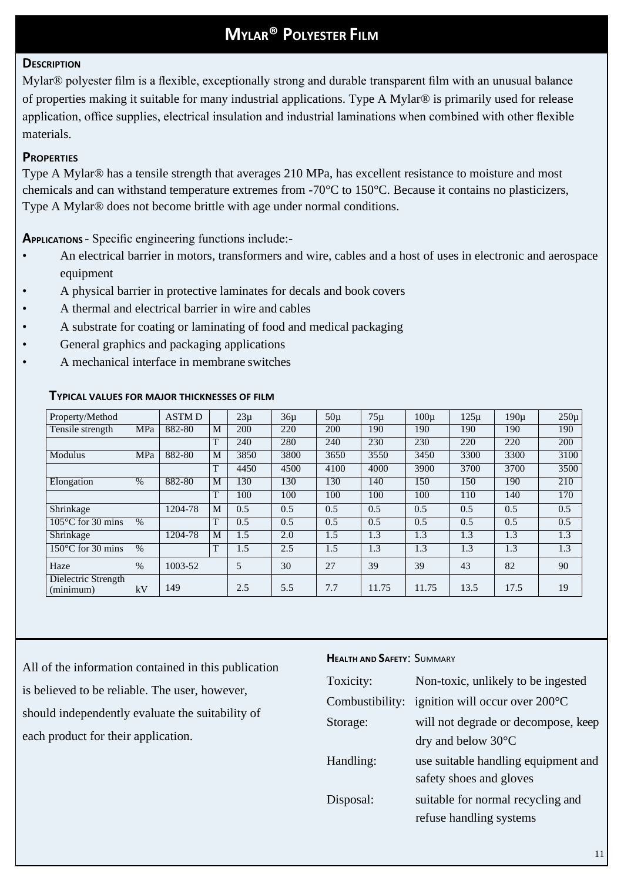# Mylar® Polyester Film

## Description

Mylar® polyester film is a flexible, exceptionally strong and durable transparent film with an unusual balance of properties making it suitable for many industrial applications. Type A Mylar® is primarily used for release application, office supplies, electrical insulation and industrial laminations when combined with other flexible materials.

## Properties

Type A Mylar® has a tensile strength that averages 210 MPa, has excellent resistance to moisture and most chemicals and can withstand temperature extremes from -70°C to 150°C. Because it contains no plasticizers, Type A Mylar® does not become brittle with age under normal conditions.

**Applications** - Specific engineering functions include:-

- An electrical barrier in motors, transformers and wire, cables and a host of uses in electronic and aerospace equipment
- A physical barrier in protective laminates for decals and book covers
- A thermal and electrical barrier in wire and cables
- A substrate for coating or laminating of food and medical packaging
- General graphics and packaging applications
- A mechanical interface in membrane switches

### Typical values for major thicknesses of film

| Property/Method | | ASTM D | | 23µ | 36µ | 50µ | 75µ | 100µ | 125µ | 190µ | 250µ |
|---|---|---|---|---|---|---|---|---|---|---|---|
| Tensile strength | MPa | 882-80 | M | 200 | 220 | 200 | 190 | 190 | 190 | 190 | 190 |
| | | | T | 240 | 280 | 240 | 230 | 230 | 220 | 220 | 200 |
| Modulus | MPa | 882-80 | M | 3850 | 3800 | 3650 | 3550 | 3450 | 3300 | 3300 | 3100 |
| | | | T | 4450 | 4500 | 4100 | 4000 | 3900 | 3700 | 3700 | 3500 |
| Elongation | % | 882-80 | M | 130 | 130 | 130 | 140 | 150 | 150 | 190 | 210 |
| | | | T | 100 | 100 | 100 | 100 | 100 | 110 | 140 | 170 |
| Shrinkage | | 1204-78 | M | 0.5 | 0.5 | 0.5 | 0.5 | 0.5 | 0.5 | 0.5 | 0.5 |
| 105°C for 30 mins | % | | T | 0.5 | 0.5 | 0.5 | 0.5 | 0.5 | 0.5 | 0.5 | 0.5 |
| Shrinkage | | 1204-78 | M | 1.5 | 2.0 | 1.5 | 1.3 | 1.3 | 1.3 | 1.3 | 1.3 |
| 150°C for 30 mins | % | | T | 1.5 | 2.5 | 1.5 | 1.3 | 1.3 | 1.3 | 1.3 | 1.3 |
| Haze | % | 1003-52 | | 5 | 30 | 27 | 39 | 39 | 43 | 82 | 90 |
| Dielectric Strength (minimum) | kV | 149 | | 2.5 | 5.5 | 7.7 | 11.75 | 11.75 | 13.5 | 17.5 | 19 |

All of the information contained in this publication is believed to be reliable. The user, however, should independently evaluate the suitability of each product for their application.

**Health and Safety**: Summary

| | |
|---|---|
| Toxicity: | Non-toxic, unlikely to be ingested |
| Combustibility: | ignition will occur over 200°C |
| Storage: | will not degrade or decompose, keep dry and below 30°C |
| Handling: | use suitable handling equipment and safety shoes and gloves |
| Disposal: | suitable for normal recycling and refuse handling systems |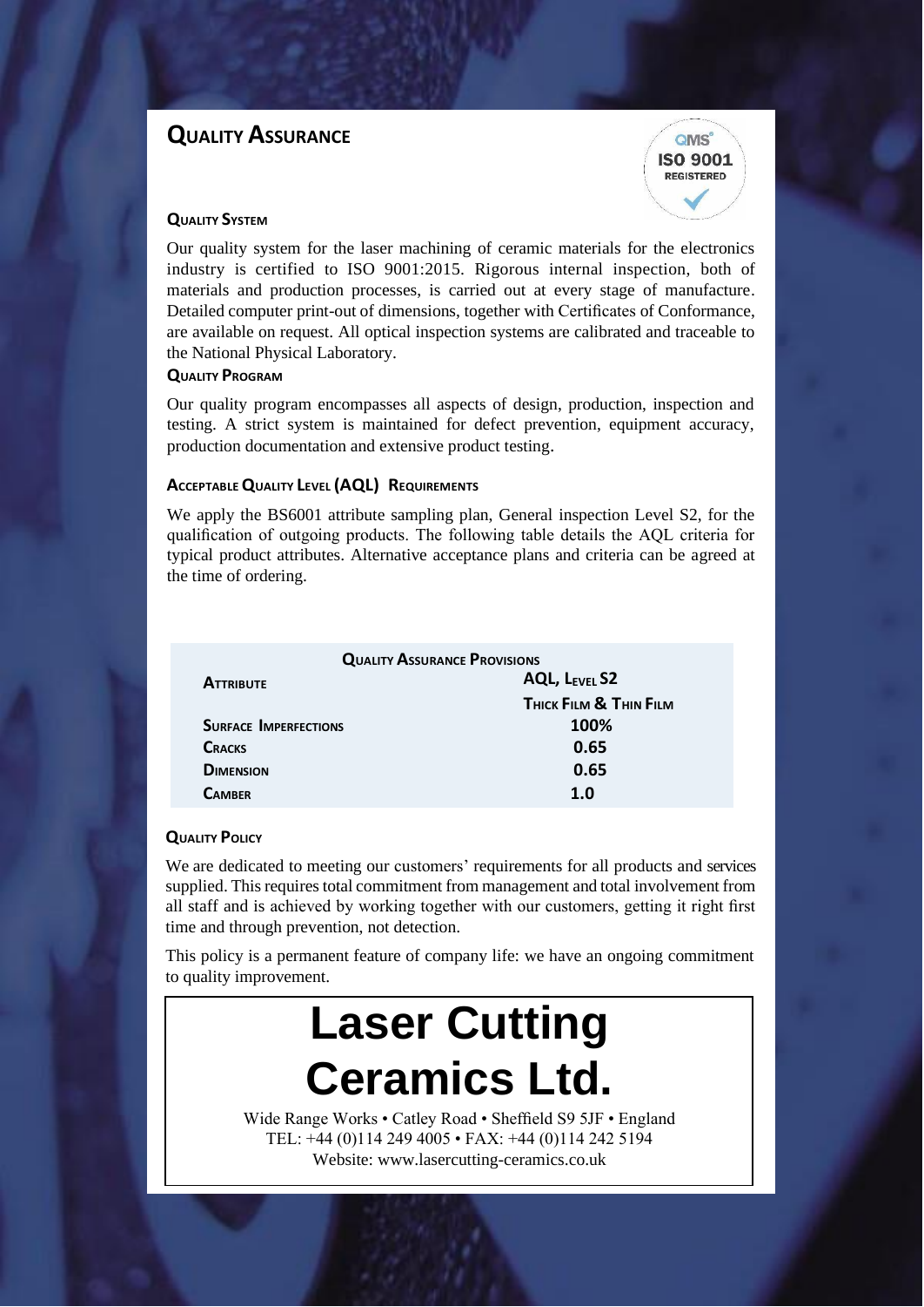# Quality Assurance

QMS ISO 9001 REGISTERED

### Quality System

Our quality system for the laser machining of ceramic materials for the electronics industry is certified to ISO 9001:2015. Rigorous internal inspection, both of materials and production processes, is carried out at every stage of manufacture. Detailed computer print-out of dimensions, together with Certificates of Conformance, are available on request. All optical inspection systems are calibrated and traceable to the National Physical Laboratory.

### Quality Program

Our quality program encompasses all aspects of design, production, inspection and testing. A strict system is maintained for defect prevention, equipment accuracy, production documentation and extensive product testing.

### Acceptable Quality Level (AQL) Requirements

We apply the BS6001 attribute sampling plan, General inspection Level S2, for the qualification of outgoing products. The following table details the AQL criteria for typical product attributes. Alternative acceptance plans and criteria can be agreed at the time of ordering.

**Quality Assurance Provisions**

| Attribute | AQL, Level S2<br>Thick Film & Thin Film |
|---|---|
| Surface Imperfections | 100% |
| Cracks | 0.65 |
| Dimension | 0.65 |
| Camber | 1.0 |

### Quality Policy

We are dedicated to meeting our customers' requirements for all products and services supplied. This requires total commitment from management and total involvement from all staff and is achieved by working together with our customers, getting it right first time and through prevention, not detection.

This policy is a permanent feature of company life: we have an ongoing commitment to quality improvement.

# Laser Cutting Ceramics Ltd.

Wide Range Works • Catley Road • Sheffield S9 5JF • England
TEL: +44 (0)114 249 4005 • FAX: +44 (0)114 242 5194
Website: www.lasercutting-ceramics.co.uk